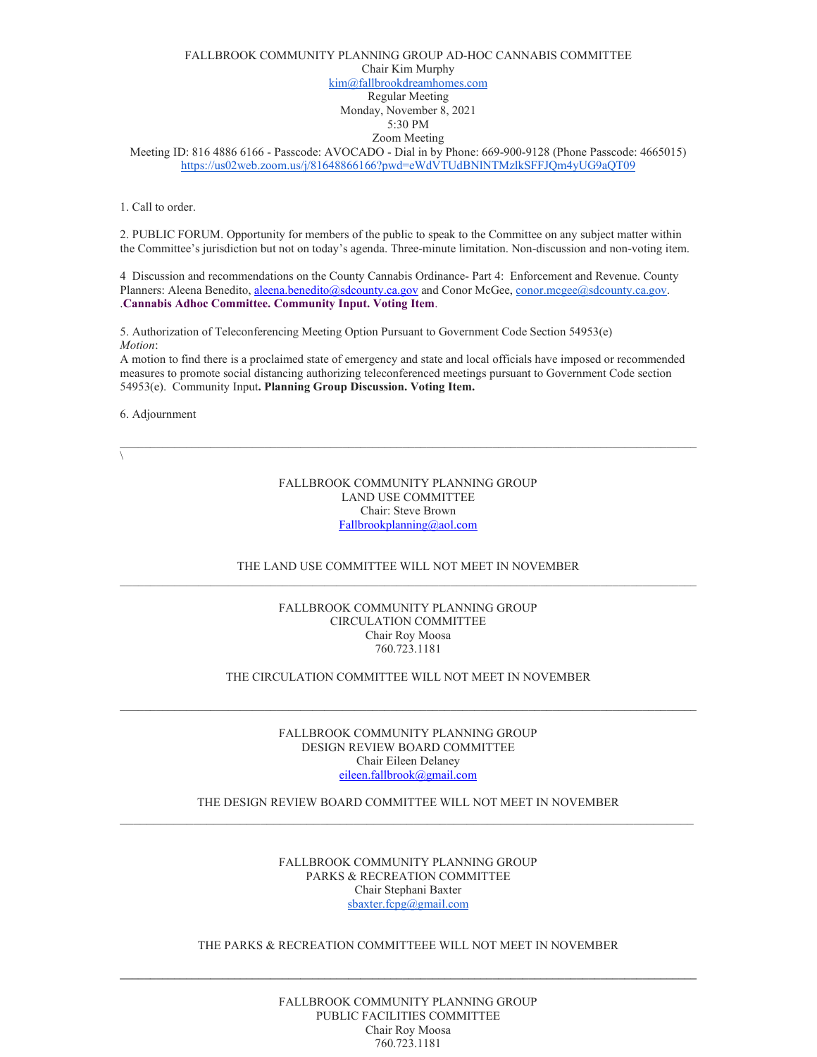FALLBROOK COMMUNITY PLANNING GROUP AD-HOC CANNABIS COMMITTEE
Chair Kim Murphy
kim@fallbrookdreamhomes.com
Regular Meeting
Monday, November 8, 2021
5:30 PM
Zoom Meeting
Meeting ID: 816 4886 6166 - Passcode: AVOCADO - Dial in by Phone: 669-900-9128 (Phone Passcode: 4665015)
https://us02web.zoom.us/j/81648866166?pwd=eWdVTUdBNlNTMzlkSFFJQm4yUG9aQT09

1. Call to order.

2. PUBLIC FORUM. Opportunity for members of the public to speak to the Committee on any subject matter within the Committee's jurisdiction but not on today's agenda. Three-minute limitation. Non-discussion and non-voting item.

4 Discussion and recommendations on the County Cannabis Ordinance- Part 4: Enforcement and Revenue. County Planners: Aleena Benedito, aleena.benedito@sdcounty.ca.gov and Conor McGee, conor.mcgee@sdcounty.ca.gov. .**Cannabis Adhoc Committee. Community Input. Voting Item**.

5. Authorization of Teleconferencing Meeting Option Pursuant to Government Code Section 54953(e)
*Motion*:
A motion to find there is a proclaimed state of emergency and state and local officials have imposed or recommended measures to promote social distancing authorizing teleconferenced meetings pursuant to Government Code section 54953(e). Community Input**. Planning Group Discussion. Voting Item.**

6. Adjournment

---

\

FALLBROOK COMMUNITY PLANNING GROUP
LAND USE COMMITTEE
Chair: Steve Brown
Fallbrookplanning@aol.com

THE LAND USE COMMITTEE WILL NOT MEET IN NOVEMBER

---

FALLBROOK COMMUNITY PLANNING GROUP
CIRCULATION COMMITTEE
Chair Roy Moosa
760.723.1181

THE CIRCULATION COMMITTEE WILL NOT MEET IN NOVEMBER

---

FALLBROOK COMMUNITY PLANNING GROUP
DESIGN REVIEW BOARD COMMITTEE
Chair Eileen Delaney
eileen.fallbrook@gmail.com

THE DESIGN REVIEW BOARD COMMITTEE WILL NOT MEET IN NOVEMBER

---

FALLBROOK COMMUNITY PLANNING GROUP
PARKS & RECREATION COMMITTEE
Chair Stephani Baxter
sbaxter.fcpg@gmail.com

THE PARKS & RECREATION COMMITTEEE WILL NOT MEET IN NOVEMBER

---

FALLBROOK COMMUNITY PLANNING GROUP
PUBLIC FACILITIES COMMITTEE
Chair Roy Moosa
760.723.1181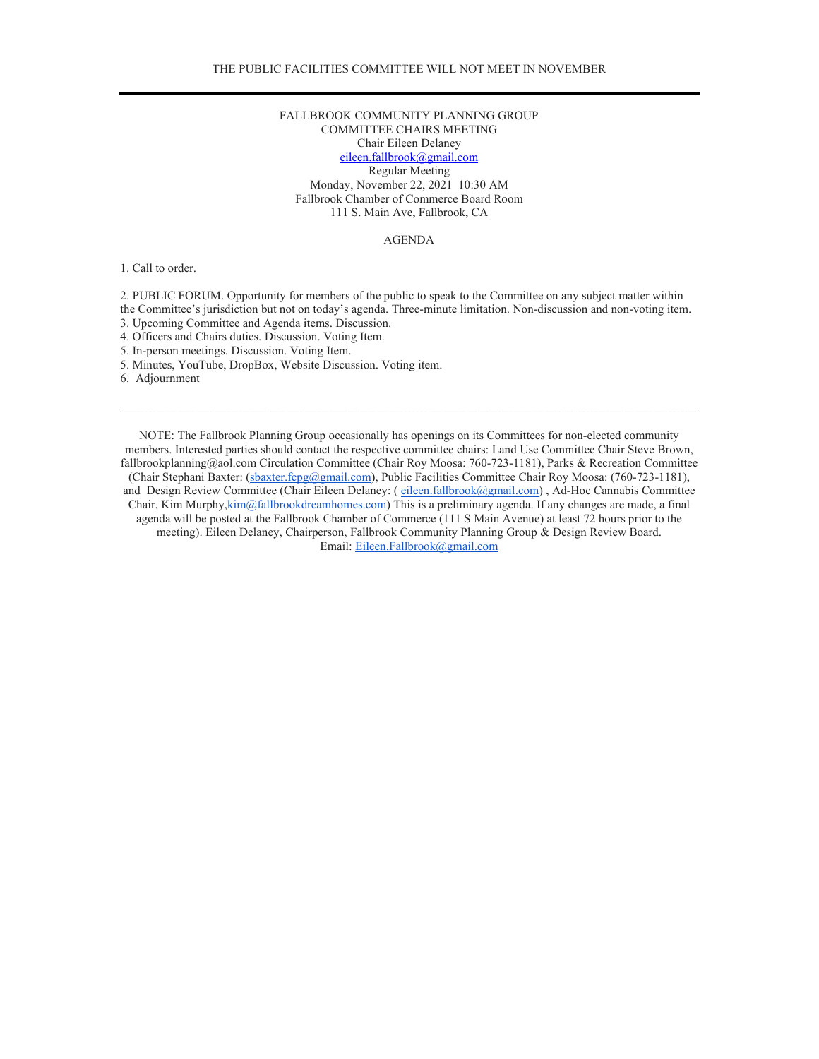THE PUBLIC FACILITIES COMMITTEE WILL NOT MEET IN NOVEMBER

---

FALLBROOK COMMUNITY PLANNING GROUP
COMMITTEE CHAIRS MEETING
Chair Eileen Delaney
eileen.fallbrook@gmail.com
Regular Meeting
Monday, November 22, 2021 10:30 AM
Fallbrook Chamber of Commerce Board Room
111 S. Main Ave, Fallbrook, CA

AGENDA

1. Call to order.

2. PUBLIC FORUM. Opportunity for members of the public to speak to the Committee on any subject matter within the Committee's jurisdiction but not on today's agenda. Three-minute limitation. Non-discussion and non-voting item.
3. Upcoming Committee and Agenda items. Discussion.
4. Officers and Chairs duties. Discussion. Voting Item.
5. In-person meetings. Discussion. Voting Item.
5. Minutes, YouTube, DropBox, Website Discussion. Voting item.
6. Adjournment

---

NOTE: The Fallbrook Planning Group occasionally has openings on its Committees for non-elected community members. Interested parties should contact the respective committee chairs: Land Use Committee Chair Steve Brown, fallbrookplanning@aol.com Circulation Committee (Chair Roy Moosa: 760-723-1181), Parks & Recreation Committee (Chair Stephani Baxter: (sbaxter.fcpg@gmail.com), Public Facilities Committee Chair Roy Moosa: (760-723-1181), and Design Review Committee (Chair Eileen Delaney: ( eileen.fallbrook@gmail.com) , Ad-Hoc Cannabis Committee Chair, Kim Murphy,kim@fallbrookdreamhomes.com) This is a preliminary agenda. If any changes are made, a final agenda will be posted at the Fallbrook Chamber of Commerce (111 S Main Avenue) at least 72 hours prior to the meeting). Eileen Delaney, Chairperson, Fallbrook Community Planning Group & Design Review Board.
Email: Eileen.Fallbrook@gmail.com